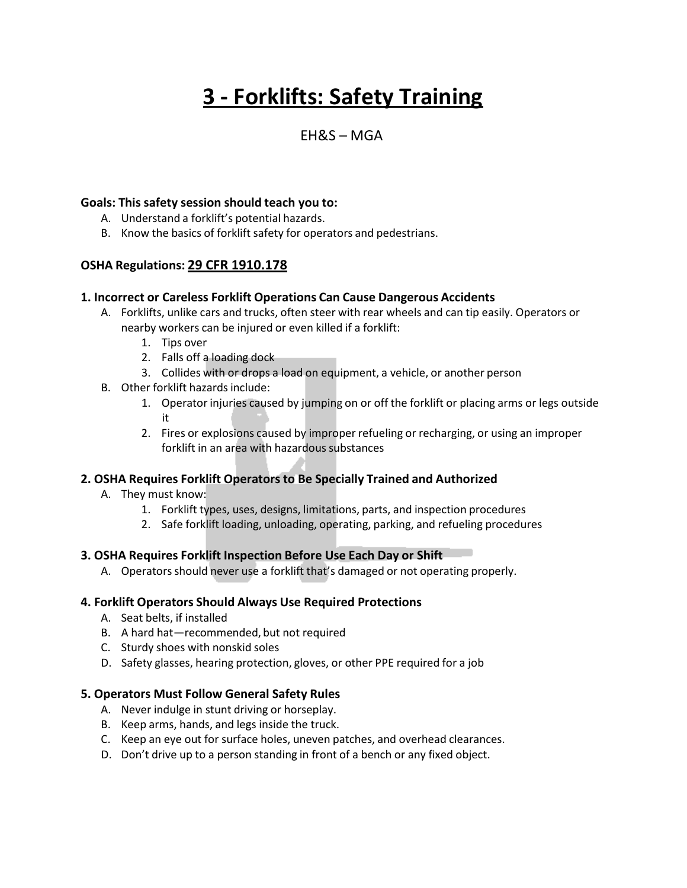# 3 - Forklifts: Safety Training

EH&S – MGA

**Goals: This safety session should teach you to:**

A. Understand a forklift's potential hazards.
B. Know the basics of forklift safety for operators and pedestrians.

**OSHA Regulations: 29 CFR 1910.178**

### 1. Incorrect or Careless Forklift Operations Can Cause Dangerous Accidents

A. Forklifts, unlike cars and trucks, often steer with rear wheels and can tip easily. Operators or nearby workers can be injured or even killed if a forklift:
   1. Tips over
   2. Falls off a loading dock
   3. Collides with or drops a load on equipment, a vehicle, or another person

B. Other forklift hazards include:
   1. Operator injuries caused by jumping on or off the forklift or placing arms or legs outside it
   2. Fires or explosions caused by improper refueling or recharging, or using an improper forklift in an area with hazardous substances

### 2. OSHA Requires Forklift Operators to Be Specially Trained and Authorized

A. They must know:
   1. Forklift types, uses, designs, limitations, parts, and inspection procedures
   2. Safe forklift loading, unloading, operating, parking, and refueling procedures

### 3. OSHA Requires Forklift Inspection Before Use Each Day or Shift

A. Operators should never use a forklift that's damaged or not operating properly.

### 4. Forklift Operators Should Always Use Required Protections

A. Seat belts, if installed
B. A hard hat—recommended, but not required
C. Sturdy shoes with nonskid soles
D. Safety glasses, hearing protection, gloves, or other PPE required for a job

### 5. Operators Must Follow General Safety Rules

A. Never indulge in stunt driving or horseplay.
B. Keep arms, hands, and legs inside the truck.
C. Keep an eye out for surface holes, uneven patches, and overhead clearances.
D. Don't drive up to a person standing in front of a bench or any fixed object.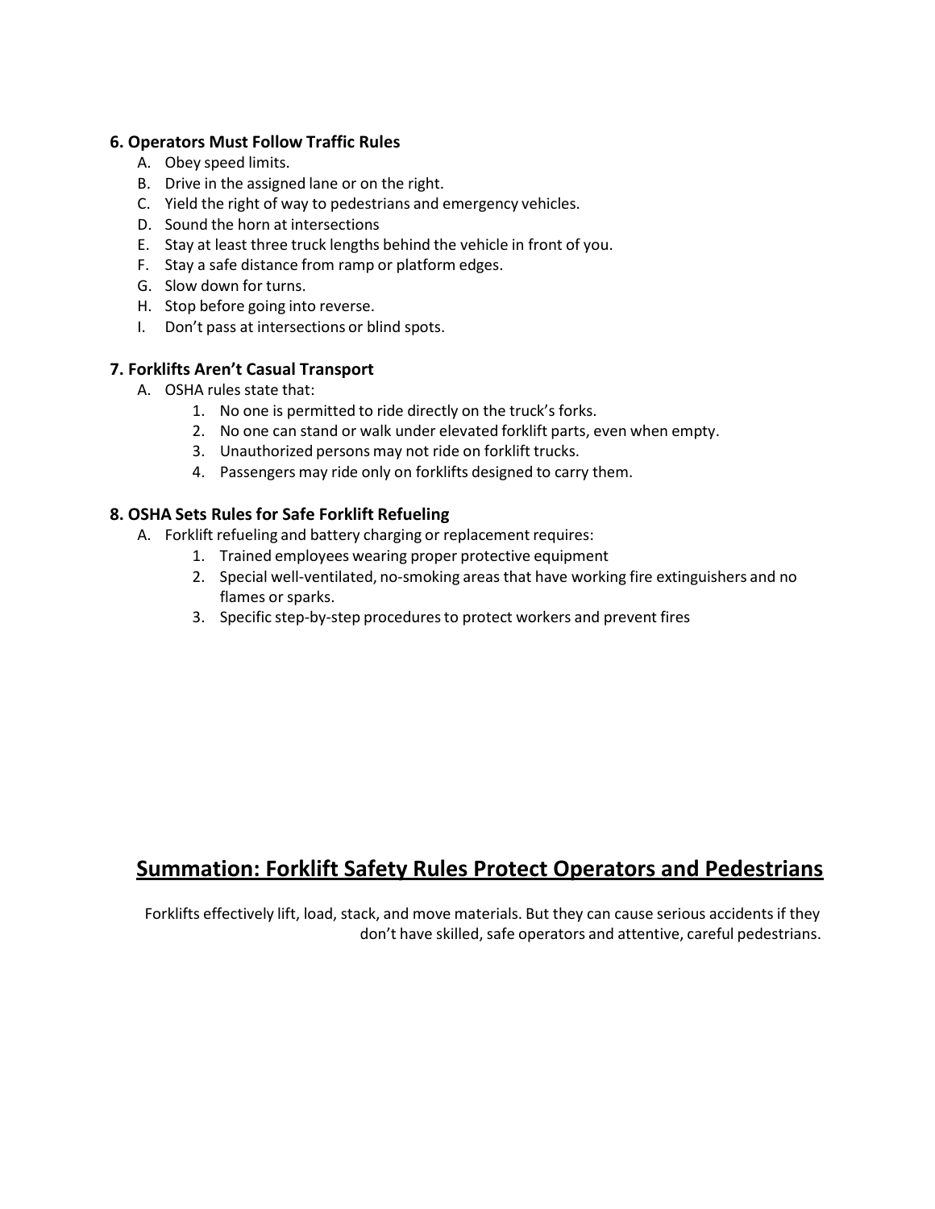**6. Operators Must Follow Traffic Rules**

A. Obey speed limits.
B. Drive in the assigned lane or on the right.
C. Yield the right of way to pedestrians and emergency vehicles.
D. Sound the horn at intersections
E. Stay at least three truck lengths behind the vehicle in front of you.
F. Stay a safe distance from ramp or platform edges.
G. Slow down for turns.
H. Stop before going into reverse.
I. Don't pass at intersections or blind spots.

**7. Forklifts Aren't Casual Transport**

A. OSHA rules state that:
   1. No one is permitted to ride directly on the truck's forks.
   2. No one can stand or walk under elevated forklift parts, even when empty.
   3. Unauthorized persons may not ride on forklift trucks.
   4. Passengers may ride only on forklifts designed to carry them.

**8. OSHA Sets Rules for Safe Forklift Refueling**

A. Forklift refueling and battery charging or replacement requires:
   1. Trained employees wearing proper protective equipment
   2. Special well-ventilated, no-smoking areas that have working fire extinguishers and no flames or sparks.
   3. Specific step-by-step procedures to protect workers and prevent fires

## Summation: Forklift Safety Rules Protect Operators and Pedestrians

Forklifts effectively lift, load, stack, and move materials. But they can cause serious accidents if they don't have skilled, safe operators and attentive, careful pedestrians.